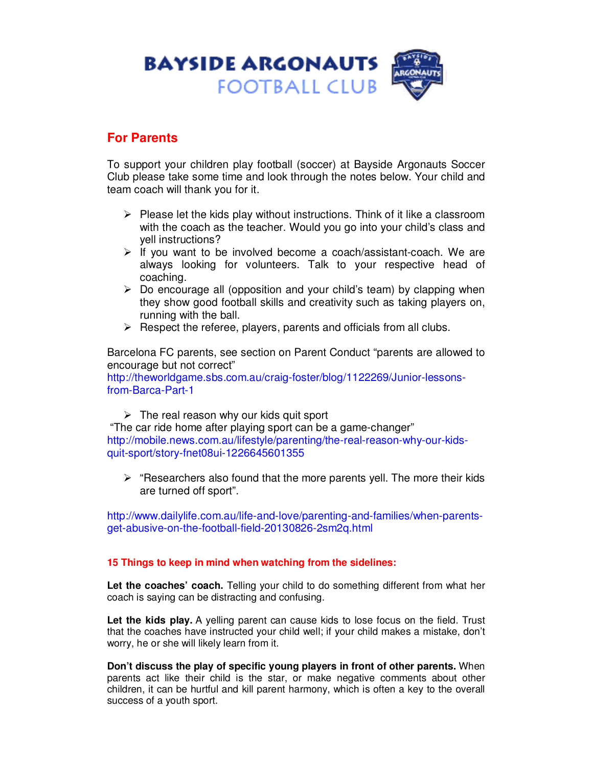# BAYSIDE ARGONAUTS FOOTBALL CLUB

## For Parents

To support your children play football (soccer) at Bayside Argonauts Soccer Club please take some time and look through the notes below. Your child and team coach will thank you for it.

- Please let the kids play without instructions. Think of it like a classroom with the coach as the teacher. Would you go into your child's class and yell instructions?
- If you want to be involved become a coach/assistant-coach. We are always looking for volunteers. Talk to your respective head of coaching.
- Do encourage all (opposition and your child's team) by clapping when they show good football skills and creativity such as taking players on, running with the ball.
- Respect the referee, players, parents and officials from all clubs.

Barcelona FC parents, see section on Parent Conduct "parents are allowed to encourage but not correct"
http://theworldgame.sbs.com.au/craig-foster/blog/1122269/Junior-lessons-from-Barca-Part-1

- The real reason why our kids quit sport

"The car ride home after playing sport can be a game-changer"
http://mobile.news.com.au/lifestyle/parenting/the-real-reason-why-our-kids-quit-sport/story-fnet08ui-1226645601355

- "Researchers also found that the more parents yell. The more their kids are turned off sport".

http://www.dailylife.com.au/life-and-love/parenting-and-families/when-parents-get-abusive-on-the-football-field-20130826-2sm2q.html

**15 Things to keep in mind when watching from the sidelines:**

**Let the coaches' coach.** Telling your child to do something different from what her coach is saying can be distracting and confusing.

**Let the kids play.** A yelling parent can cause kids to lose focus on the field. Trust that the coaches have instructed your child well; if your child makes a mistake, don't worry, he or she will likely learn from it.

**Don't discuss the play of specific young players in front of other parents.** When parents act like their child is the star, or make negative comments about other children, it can be hurtful and kill parent harmony, which is often a key to the overall success of a youth sport.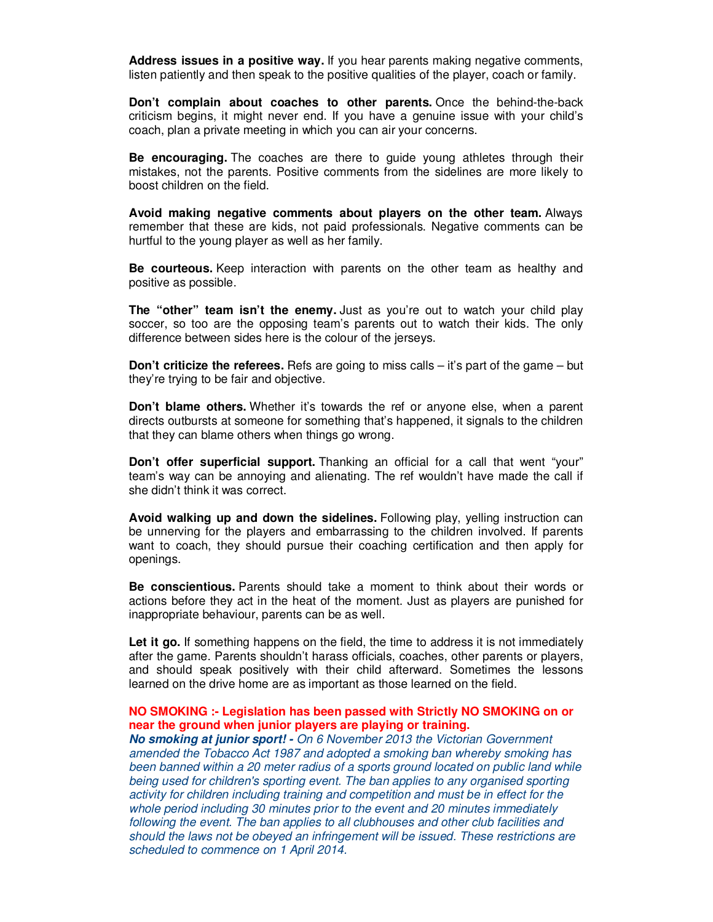**Address issues in a positive way.** If you hear parents making negative comments, listen patiently and then speak to the positive qualities of the player, coach or family.

**Don't complain about coaches to other parents.** Once the behind-the-back criticism begins, it might never end. If you have a genuine issue with your child's coach, plan a private meeting in which you can air your concerns.

**Be encouraging.** The coaches are there to guide young athletes through their mistakes, not the parents. Positive comments from the sidelines are more likely to boost children on the field.

**Avoid making negative comments about players on the other team.** Always remember that these are kids, not paid professionals. Negative comments can be hurtful to the young player as well as her family.

**Be courteous.** Keep interaction with parents on the other team as healthy and positive as possible.

**The "other" team isn't the enemy.** Just as you're out to watch your child play soccer, so too are the opposing team's parents out to watch their kids. The only difference between sides here is the colour of the jerseys.

**Don't criticize the referees.** Refs are going to miss calls – it's part of the game – but they're trying to be fair and objective.

**Don't blame others.** Whether it's towards the ref or anyone else, when a parent directs outbursts at someone for something that's happened, it signals to the children that they can blame others when things go wrong.

**Don't offer superficial support.** Thanking an official for a call that went "your" team's way can be annoying and alienating. The ref wouldn't have made the call if she didn't think it was correct.

**Avoid walking up and down the sidelines.** Following play, yelling instruction can be unnerving for the players and embarrassing to the children involved. If parents want to coach, they should pursue their coaching certification and then apply for openings.

**Be conscientious.** Parents should take a moment to think about their words or actions before they act in the heat of the moment. Just as players are punished for inappropriate behaviour, parents can be as well.

**Let it go.** If something happens on the field, the time to address it is not immediately after the game. Parents shouldn't harass officials, coaches, other parents or players, and should speak positively with their child afterward. Sometimes the lessons learned on the drive home are as important as those learned on the field.

**NO SMOKING :- Legislation has been passed with Strictly NO SMOKING on or near the ground when junior players are playing or training.**

***No smoking at junior sport! -*** *On 6 November 2013 the Victorian Government amended the Tobacco Act 1987 and adopted a smoking ban whereby smoking has been banned within a 20 meter radius of a sports ground located on public land while being used for children's sporting event. The ban applies to any organised sporting activity for children including training and competition and must be in effect for the whole period including 30 minutes prior to the event and 20 minutes immediately following the event. The ban applies to all clubhouses and other club facilities and should the laws not be obeyed an infringement will be issued. These restrictions are scheduled to commence on 1 April 2014.*